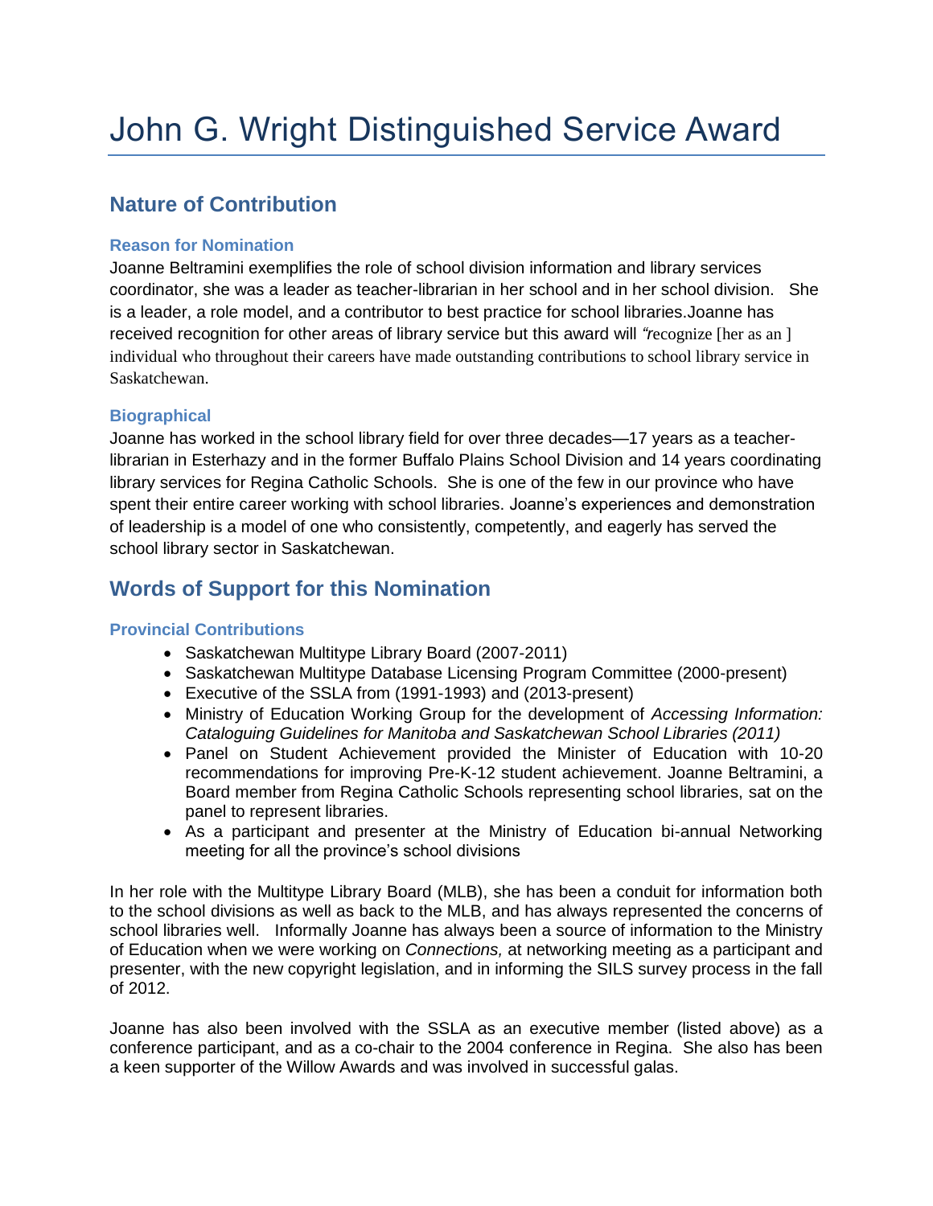# John G. Wright Distinguished Service Award

## Nature of Contribution

### Reason for Nomination

Joanne Beltramini exemplifies the role of school division information and library services coordinator, she was a leader as teacher-librarian in her school and in her school division. She is a leader, a role model, and a contributor to best practice for school libraries.Joanne has received recognition for other areas of library service but this award will "recognize [her as an ] individual who throughout their careers have made outstanding contributions to school library service in Saskatchewan.

### Biographical

Joanne has worked in the school library field for over three decades—17 years as a teacher-librarian in Esterhazy and in the former Buffalo Plains School Division and 14 years coordinating library services for Regina Catholic Schools. She is one of the few in our province who have spent their entire career working with school libraries. Joanne's experiences and demonstration of leadership is a model of one who consistently, competently, and eagerly has served the school library sector in Saskatchewan.

## Words of Support for this Nomination

### Provincial Contributions

- Saskatchewan Multitype Library Board (2007-2011)
- Saskatchewan Multitype Database Licensing Program Committee (2000-present)
- Executive of the SSLA from (1991-1993) and (2013-present)
- Ministry of Education Working Group for the development of *Accessing Information: Cataloguing Guidelines for Manitoba and Saskatchewan School Libraries (2011)*
- Panel on Student Achievement provided the Minister of Education with 10-20 recommendations for improving Pre-K-12 student achievement. Joanne Beltramini, a Board member from Regina Catholic Schools representing school libraries, sat on the panel to represent libraries.
- As a participant and presenter at the Ministry of Education bi-annual Networking meeting for all the province's school divisions

In her role with the Multitype Library Board (MLB), she has been a conduit for information both to the school divisions as well as back to the MLB, and has always represented the concerns of school libraries well. Informally Joanne has always been a source of information to the Ministry of Education when we were working on *Connections,* at networking meeting as a participant and presenter, with the new copyright legislation, and in informing the SILS survey process in the fall of 2012.

Joanne has also been involved with the SSLA as an executive member (listed above) as a conference participant, and as a co-chair to the 2004 conference in Regina. She also has been a keen supporter of the Willow Awards and was involved in successful galas.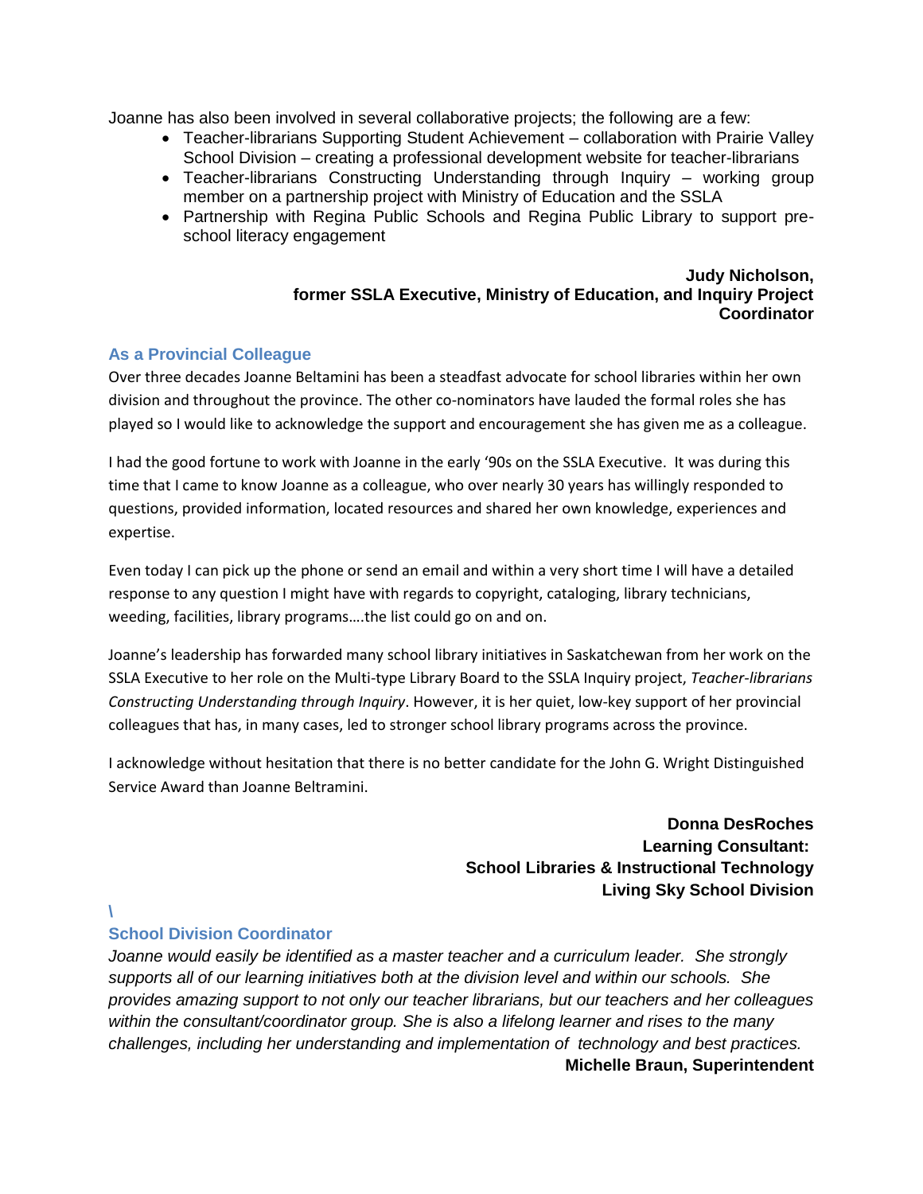Joanne has also been involved in several collaborative projects; the following are a few:

- Teacher-librarians Supporting Student Achievement – collaboration with Prairie Valley School Division – creating a professional development website for teacher-librarians
- Teacher-librarians Constructing Understanding through Inquiry – working group member on a partnership project with Ministry of Education and the SSLA
- Partnership with Regina Public Schools and Regina Public Library to support pre-school literacy engagement

**Judy Nicholson,**
**former SSLA Executive, Ministry of Education, and Inquiry Project Coordinator**

### As a Provincial Colleague

Over three decades Joanne Beltamini has been a steadfast advocate for school libraries within her own division and throughout the province. The other co-nominators have lauded the formal roles she has played so I would like to acknowledge the support and encouragement she has given me as a colleague.

I had the good fortune to work with Joanne in the early '90s on the SSLA Executive. It was during this time that I came to know Joanne as a colleague, who over nearly 30 years has willingly responded to questions, provided information, located resources and shared her own knowledge, experiences and expertise.

Even today I can pick up the phone or send an email and within a very short time I will have a detailed response to any question I might have with regards to copyright, cataloging, library technicians, weeding, facilities, library programs….the list could go on and on.

Joanne's leadership has forwarded many school library initiatives in Saskatchewan from her work on the SSLA Executive to her role on the Multi-type Library Board to the SSLA Inquiry project, *Teacher-librarians Constructing Understanding through Inquiry*. However, it is her quiet, low-key support of her provincial colleagues that has, in many cases, led to stronger school library programs across the province.

I acknowledge without hesitation that there is no better candidate for the John G. Wright Distinguished Service Award than Joanne Beltramini.

**Donna DesRoches**
**Learning Consultant:**
**School Libraries & Instructional Technology**
**Living Sky School Division**

\

### School Division Coordinator

*Joanne would easily be identified as a master teacher and a curriculum leader. She strongly supports all of our learning initiatives both at the division level and within our schools. She provides amazing support to not only our teacher librarians, but our teachers and her colleagues within the consultant/coordinator group. She is also a lifelong learner and rises to the many challenges, including her understanding and implementation of technology and best practices.*

**Michelle Braun, Superintendent**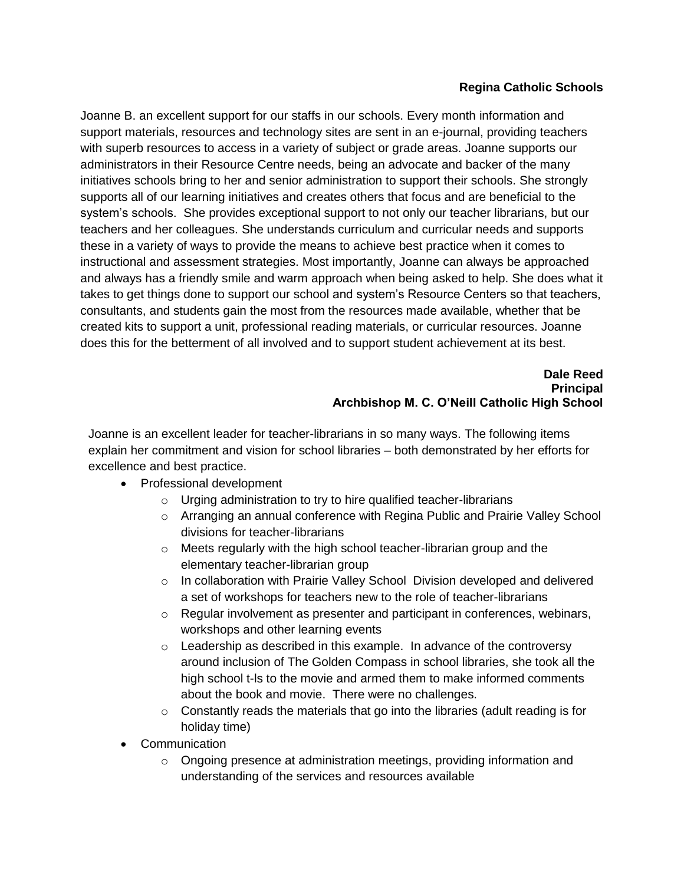**Regina Catholic Schools**

Joanne B. an excellent support for our staffs in our schools. Every month information and support materials, resources and technology sites are sent in an e-journal, providing teachers with superb resources to access in a variety of subject or grade areas. Joanne supports our administrators in their Resource Centre needs, being an advocate and backer of the many initiatives schools bring to her and senior administration to support their schools. She strongly supports all of our learning initiatives and creates others that focus and are beneficial to the system's schools. She provides exceptional support to not only our teacher librarians, but our teachers and her colleagues. She understands curriculum and curricular needs and supports these in a variety of ways to provide the means to achieve best practice when it comes to instructional and assessment strategies. Most importantly, Joanne can always be approached and always has a friendly smile and warm approach when being asked to help. She does what it takes to get things done to support our school and system's Resource Centers so that teachers, consultants, and students gain the most from the resources made available, whether that be created kits to support a unit, professional reading materials, or curricular resources. Joanne does this for the betterment of all involved and to support student achievement at its best.

**Dale Reed**
**Principal**
**Archbishop M. C. O'Neill Catholic High School**

Joanne is an excellent leader for teacher-librarians in so many ways. The following items explain her commitment and vision for school libraries – both demonstrated by her efforts for excellence and best practice.

- Professional development
  - Urging administration to try to hire qualified teacher-librarians
  - Arranging an annual conference with Regina Public and Prairie Valley School divisions for teacher-librarians
  - Meets regularly with the high school teacher-librarian group and the elementary teacher-librarian group
  - In collaboration with Prairie Valley School Division developed and delivered a set of workshops for teachers new to the role of teacher-librarians
  - Regular involvement as presenter and participant in conferences, webinars, workshops and other learning events
  - Leadership as described in this example. In advance of the controversy around inclusion of The Golden Compass in school libraries, she took all the high school t-ls to the movie and armed them to make informed comments about the book and movie. There were no challenges.
  - Constantly reads the materials that go into the libraries (adult reading is for holiday time)
- Communication
  - Ongoing presence at administration meetings, providing information and understanding of the services and resources available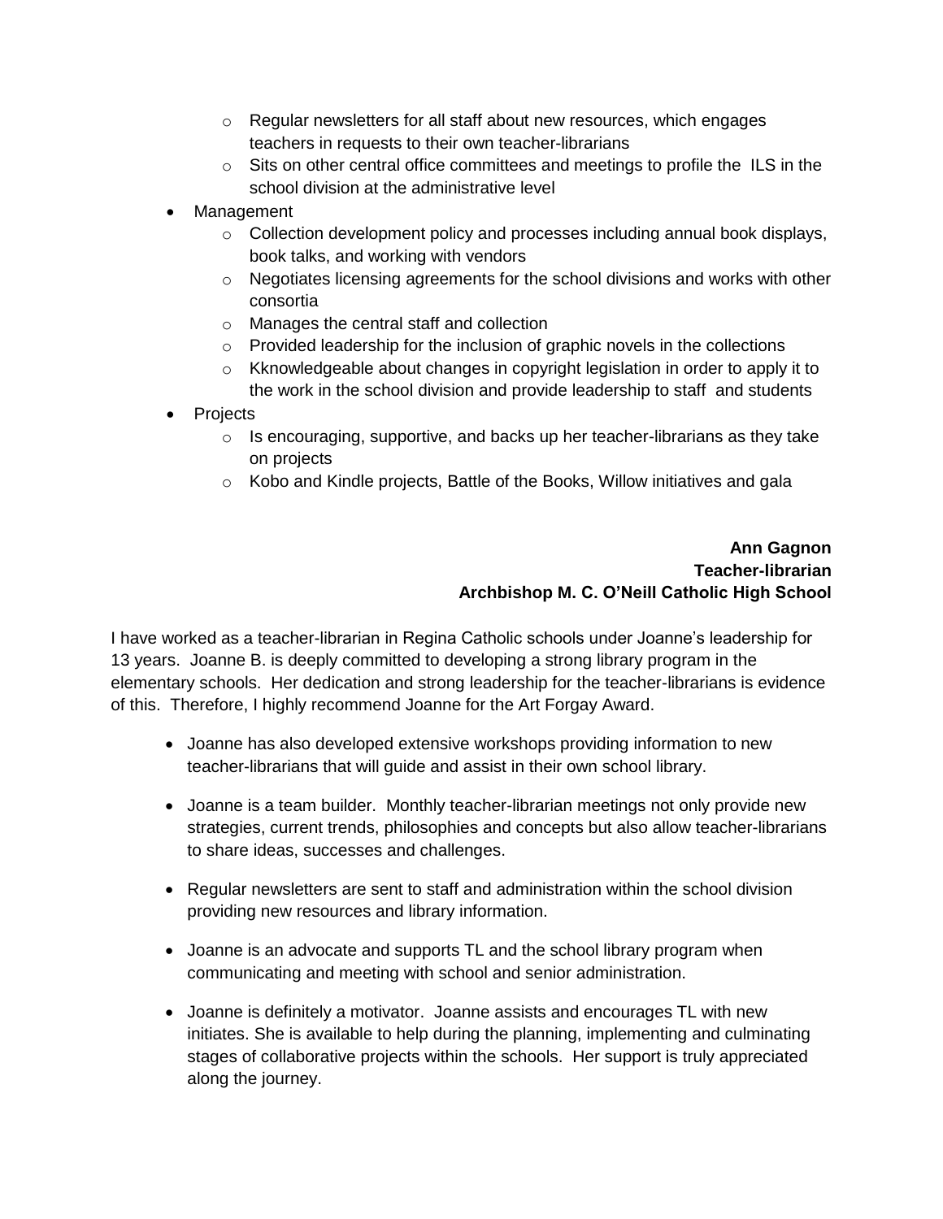- Regular newsletters for all staff about new resources, which engages teachers in requests to their own teacher-librarians
  - Sits on other central office committees and meetings to profile the ILS in the school division at the administrative level
- Management
  - Collection development policy and processes including annual book displays, book talks, and working with vendors
  - Negotiates licensing agreements for the school divisions and works with other consortia
  - Manages the central staff and collection
  - Provided leadership for the inclusion of graphic novels in the collections
  - Kknowledgeable about changes in copyright legislation in order to apply it to the work in the school division and provide leadership to staff and students
- Projects
  - Is encouraging, supportive, and backs up her teacher-librarians as they take on projects
  - Kobo and Kindle projects, Battle of the Books, Willow initiatives and gala

**Ann Gagnon**
**Teacher-librarian**
**Archbishop M. C. O'Neill Catholic High School**

I have worked as a teacher-librarian in Regina Catholic schools under Joanne's leadership for 13 years. Joanne B. is deeply committed to developing a strong library program in the elementary schools. Her dedication and strong leadership for the teacher-librarians is evidence of this. Therefore, I highly recommend Joanne for the Art Forgay Award.

- Joanne has also developed extensive workshops providing information to new teacher-librarians that will guide and assist in their own school library.

- Joanne is a team builder. Monthly teacher-librarian meetings not only provide new strategies, current trends, philosophies and concepts but also allow teacher-librarians to share ideas, successes and challenges.

- Regular newsletters are sent to staff and administration within the school division providing new resources and library information.

- Joanne is an advocate and supports TL and the school library program when communicating and meeting with school and senior administration.

- Joanne is definitely a motivator. Joanne assists and encourages TL with new initiates. She is available to help during the planning, implementing and culminating stages of collaborative projects within the schools. Her support is truly appreciated along the journey.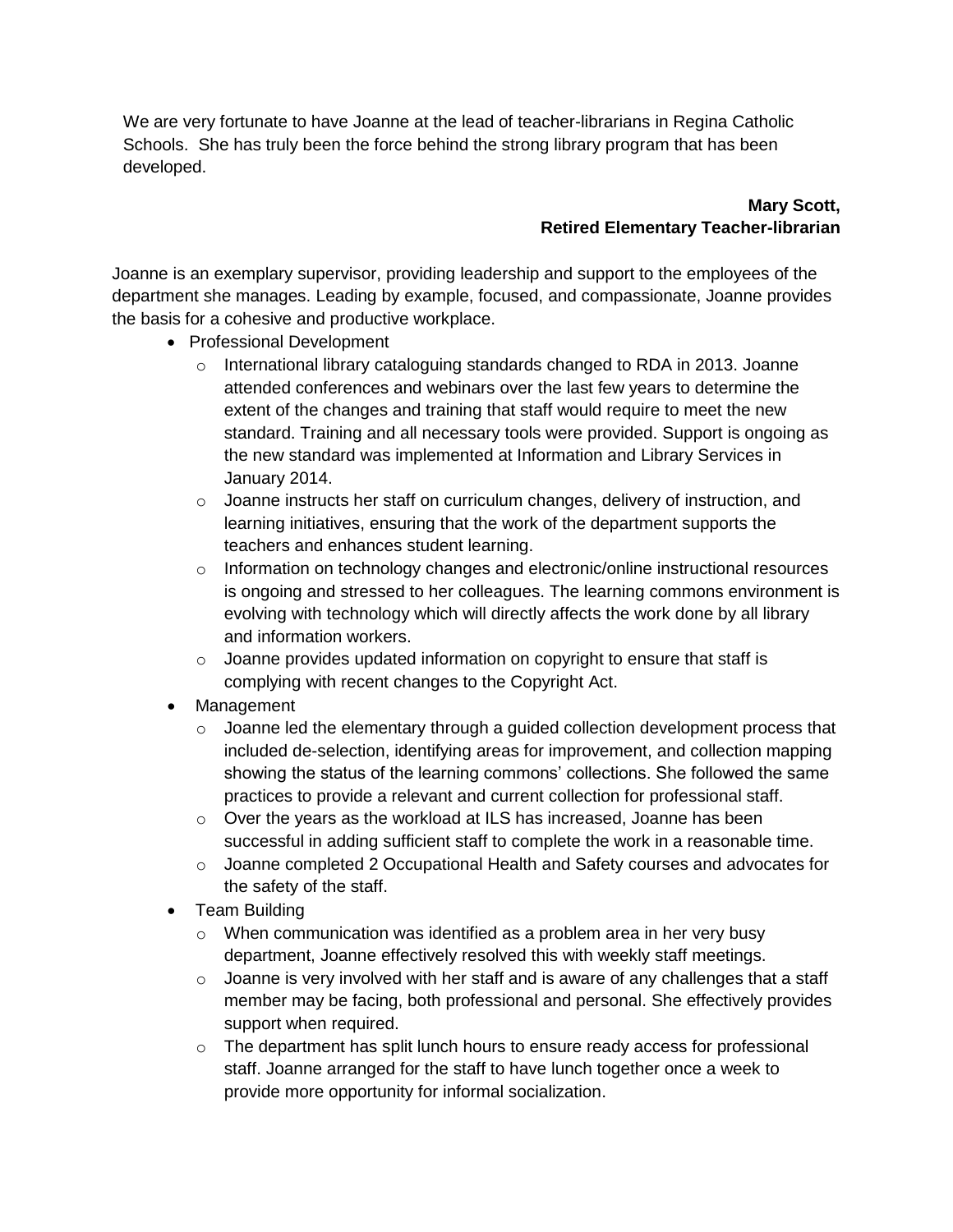We are very fortunate to have Joanne at the lead of teacher-librarians in Regina Catholic Schools. She has truly been the force behind the strong library program that has been developed.

**Mary Scott,**
**Retired Elementary Teacher-librarian**

Joanne is an exemplary supervisor, providing leadership and support to the employees of the department she manages. Leading by example, focused, and compassionate, Joanne provides the basis for a cohesive and productive workplace.

- Professional Development
  - International library cataloguing standards changed to RDA in 2013. Joanne attended conferences and webinars over the last few years to determine the extent of the changes and training that staff would require to meet the new standard. Training and all necessary tools were provided. Support is ongoing as the new standard was implemented at Information and Library Services in January 2014.
  - Joanne instructs her staff on curriculum changes, delivery of instruction, and learning initiatives, ensuring that the work of the department supports the teachers and enhances student learning.
  - Information on technology changes and electronic/online instructional resources is ongoing and stressed to her colleagues. The learning commons environment is evolving with technology which will directly affects the work done by all library and information workers.
  - Joanne provides updated information on copyright to ensure that staff is complying with recent changes to the Copyright Act.
- Management
  - Joanne led the elementary through a guided collection development process that included de-selection, identifying areas for improvement, and collection mapping showing the status of the learning commons' collections. She followed the same practices to provide a relevant and current collection for professional staff.
  - Over the years as the workload at ILS has increased, Joanne has been successful in adding sufficient staff to complete the work in a reasonable time.
  - Joanne completed 2 Occupational Health and Safety courses and advocates for the safety of the staff.
- Team Building
  - When communication was identified as a problem area in her very busy department, Joanne effectively resolved this with weekly staff meetings.
  - Joanne is very involved with her staff and is aware of any challenges that a staff member may be facing, both professional and personal. She effectively provides support when required.
  - The department has split lunch hours to ensure ready access for professional staff. Joanne arranged for the staff to have lunch together once a week to provide more opportunity for informal socialization.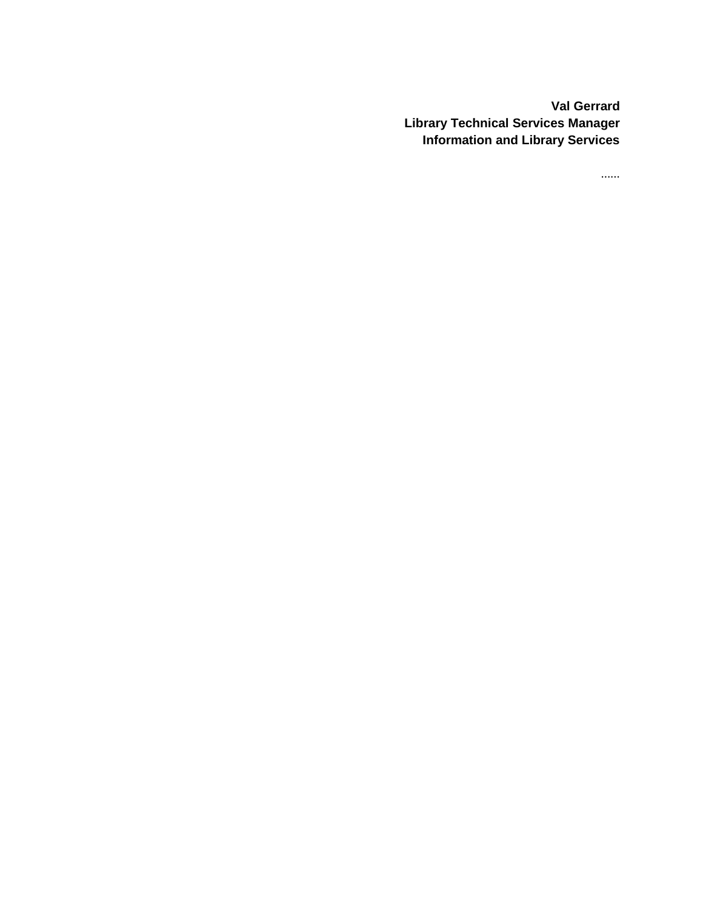**Val Gerrard**
**Library Technical Services Manager**
**Information and Library Services**

......